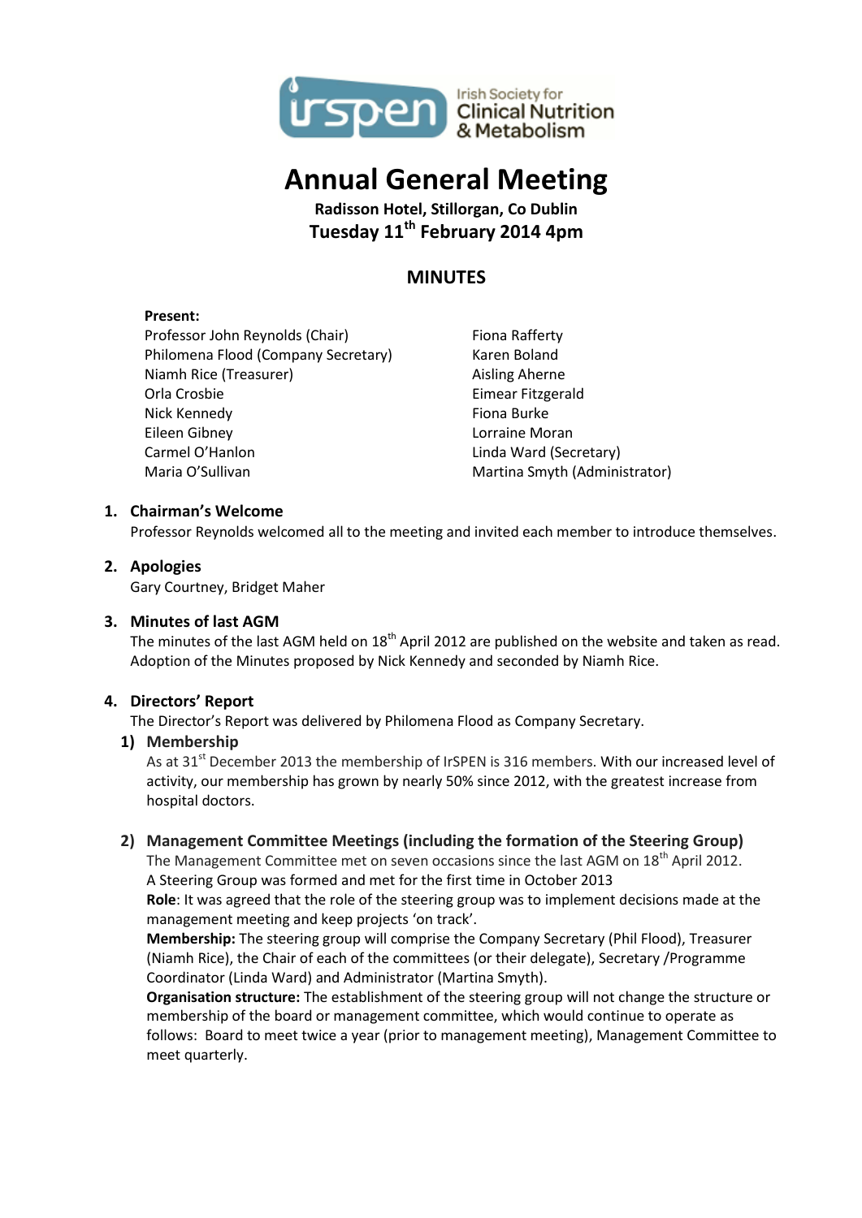Irish Society for Clinical Nutrition & Metabolism

# Annual General Meeting

**Radisson Hotel, Stillorgan, Co Dublin**

**Tuesday 11th February 2014 4pm**

## MINUTES

**Present:**

Professor John Reynolds (Chair)
Philomena Flood (Company Secretary)
Niamh Rice (Treasurer)
Orla Crosbie
Nick Kennedy
Eileen Gibney
Carmel O'Hanlon
Maria O'Sullivan
Fiona Rafferty
Karen Boland
Aisling Aherne
Eimear Fitzgerald
Fiona Burke
Lorraine Moran
Linda Ward (Secretary)
Martina Smyth (Administrator)

### 1. Chairman's Welcome

Professor Reynolds welcomed all to the meeting and invited each member to introduce themselves.

### 2. Apologies

Gary Courtney, Bridget Maher

### 3. Minutes of last AGM

The minutes of the last AGM held on 18th April 2012 are published on the website and taken as read. Adoption of the Minutes proposed by Nick Kennedy and seconded by Niamh Rice.

### 4. Directors' Report

The Director's Report was delivered by Philomena Flood as Company Secretary.

#### 1) Membership

As at 31st December 2013 the membership of IrSPEN is 316 members. With our increased level of activity, our membership has grown by nearly 50% since 2012, with the greatest increase from hospital doctors.

#### 2) Management Committee Meetings (including the formation of the Steering Group)

The Management Committee met on seven occasions since the last AGM on 18th April 2012.
A Steering Group was formed and met for the first time in October 2013

**Role**: It was agreed that the role of the steering group was to implement decisions made at the management meeting and keep projects 'on track'.

**Membership:** The steering group will comprise the Company Secretary (Phil Flood), Treasurer (Niamh Rice), the Chair of each of the committees (or their delegate), Secretary /Programme Coordinator (Linda Ward) and Administrator (Martina Smyth).

**Organisation structure:** The establishment of the steering group will not change the structure or membership of the board or management committee, which would continue to operate as follows: Board to meet twice a year (prior to management meeting), Management Committee to meet quarterly.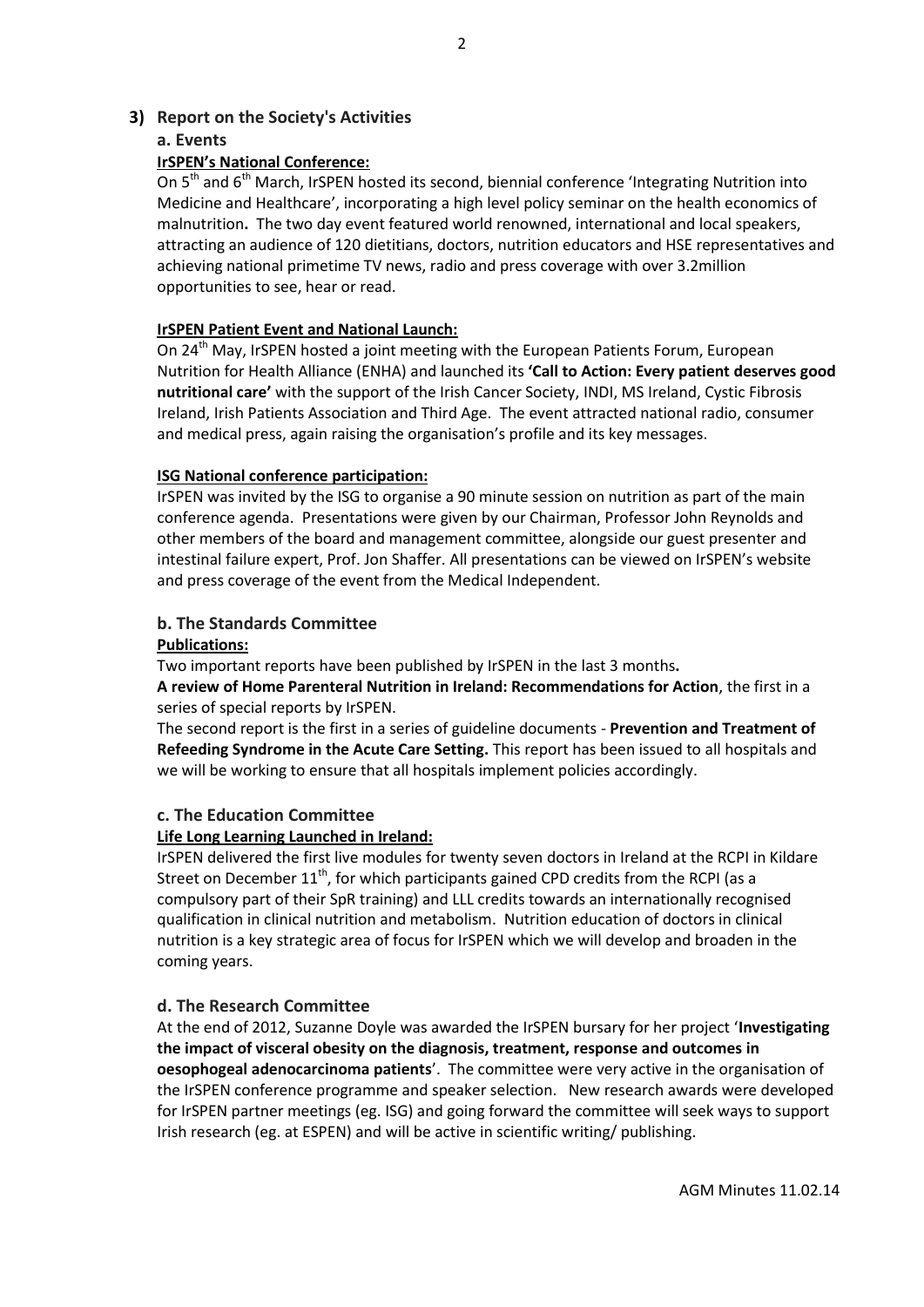## 3) Report on the Society's Activities

### a. Events

**IrSPEN's National Conference:**

On 5th and 6th March, IrSPEN hosted its second, biennial conference 'Integrating Nutrition into Medicine and Healthcare', incorporating a high level policy seminar on the health economics of malnutrition**.** The two day event featured world renowned, international and local speakers, attracting an audience of 120 dietitians, doctors, nutrition educators and HSE representatives and achieving national primetime TV news, radio and press coverage with over 3.2million opportunities to see, hear or read.

**IrSPEN Patient Event and National Launch:**

On 24th May, IrSPEN hosted a joint meeting with the European Patients Forum, European Nutrition for Health Alliance (ENHA) and launched its **'Call to Action: Every patient deserves good nutritional care'** with the support of the Irish Cancer Society, INDI, MS Ireland, Cystic Fibrosis Ireland, Irish Patients Association and Third Age. The event attracted national radio, consumer and medical press, again raising the organisation's profile and its key messages.

**ISG National conference participation:**

IrSPEN was invited by the ISG to organise a 90 minute session on nutrition as part of the main conference agenda. Presentations were given by our Chairman, Professor John Reynolds and other members of the board and management committee, alongside our guest presenter and intestinal failure expert, Prof. Jon Shaffer. All presentations can be viewed on IrSPEN's website and press coverage of the event from the Medical Independent.

### b. The Standards Committee

**Publications:**

Two important reports have been published by IrSPEN in the last 3 months**.**

**A review of Home Parenteral Nutrition in Ireland: Recommendations for Action**, the first in a series of special reports by IrSPEN.

The second report is the first in a series of guideline documents - **Prevention and Treatment of Refeeding Syndrome in the Acute Care Setting.** This report has been issued to all hospitals and we will be working to ensure that all hospitals implement policies accordingly.

### c. The Education Committee

**Life Long Learning Launched in Ireland:**

IrSPEN delivered the first live modules for twenty seven doctors in Ireland at the RCPI in Kildare Street on December 11th, for which participants gained CPD credits from the RCPI (as a compulsory part of their SpR training) and LLL credits towards an internationally recognised qualification in clinical nutrition and metabolism. Nutrition education of doctors in clinical nutrition is a key strategic area of focus for IrSPEN which we will develop and broaden in the coming years.

### d. The Research Committee

At the end of 2012, Suzanne Doyle was awarded the IrSPEN bursary for her project '**Investigating the impact of visceral obesity on the diagnosis, treatment, response and outcomes in oesophogeal adenocarcinoma patients**'. The committee were very active in the organisation of the IrSPEN conference programme and speaker selection. New research awards were developed for IrSPEN partner meetings (eg. ISG) and going forward the committee will seek ways to support Irish research (eg. at ESPEN) and will be active in scientific writing/ publishing.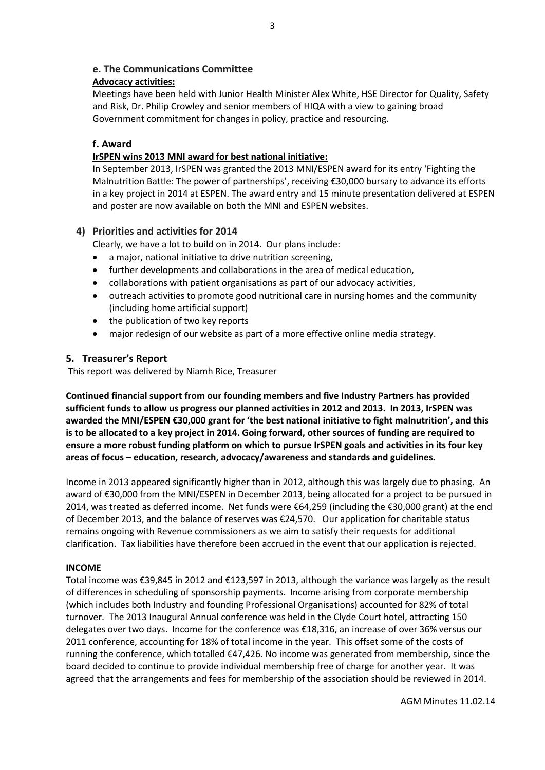### e. The Communications Committee

**Advocacy activities:**

Meetings have been held with Junior Health Minister Alex White, HSE Director for Quality, Safety and Risk, Dr. Philip Crowley and senior members of HIQA with a view to gaining broad Government commitment for changes in policy, practice and resourcing.

### f. Award

**IrSPEN wins 2013 MNI award for best national initiative:**

In September 2013, IrSPEN was granted the 2013 MNI/ESPEN award for its entry 'Fighting the Malnutrition Battle: The power of partnerships', receiving €30,000 bursary to advance its efforts in a key project in 2014 at ESPEN. The award entry and 15 minute presentation delivered at ESPEN and poster are now available on both the MNI and ESPEN websites.

## 4) Priorities and activities for 2014

Clearly, we have a lot to build on in 2014. Our plans include:

- a major, national initiative to drive nutrition screening,
- further developments and collaborations in the area of medical education,
- collaborations with patient organisations as part of our advocacy activities,
- outreach activities to promote good nutritional care in nursing homes and the community (including home artificial support)
- the publication of two key reports
- major redesign of our website as part of a more effective online media strategy.

## 5. Treasurer's Report

This report was delivered by Niamh Rice, Treasurer

**Continued financial support from our founding members and five Industry Partners has provided sufficient funds to allow us progress our planned activities in 2012 and 2013. In 2013, IrSPEN was awarded the MNI/ESPEN €30,000 grant for 'the best national initiative to fight malnutrition', and this is to be allocated to a key project in 2014. Going forward, other sources of funding are required to ensure a more robust funding platform on which to pursue IrSPEN goals and activities in its four key areas of focus – education, research, advocacy/awareness and standards and guidelines.**

Income in 2013 appeared significantly higher than in 2012, although this was largely due to phasing. An award of €30,000 from the MNI/ESPEN in December 2013, being allocated for a project to be pursued in 2014, was treated as deferred income. Net funds were €64,259 (including the €30,000 grant) at the end of December 2013, and the balance of reserves was €24,570. Our application for charitable status remains ongoing with Revenue commissioners as we aim to satisfy their requests for additional clarification. Tax liabilities have therefore been accrued in the event that our application is rejected.

**INCOME**

Total income was €39,845 in 2012 and €123,597 in 2013, although the variance was largely as the result of differences in scheduling of sponsorship payments. Income arising from corporate membership (which includes both Industry and founding Professional Organisations) accounted for 82% of total turnover. The 2013 Inaugural Annual conference was held in the Clyde Court hotel, attracting 150 delegates over two days. Income for the conference was €18,316, an increase of over 36% versus our 2011 conference, accounting for 18% of total income in the year. This offset some of the costs of running the conference, which totalled €47,426. No income was generated from membership, since the board decided to continue to provide individual membership free of charge for another year. It was agreed that the arrangements and fees for membership of the association should be reviewed in 2014.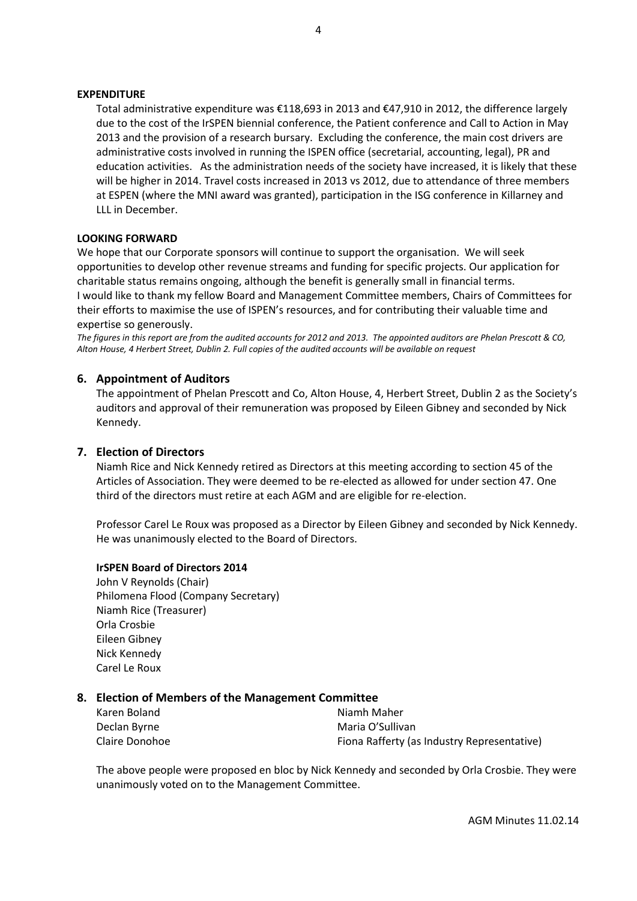**EXPENDITURE**

Total administrative expenditure was €118,693 in 2013 and €47,910 in 2012, the difference largely due to the cost of the IrSPEN biennial conference, the Patient conference and Call to Action in May 2013 and the provision of a research bursary. Excluding the conference, the main cost drivers are administrative costs involved in running the ISPEN office (secretarial, accounting, legal), PR and education activities. As the administration needs of the society have increased, it is likely that these will be higher in 2014. Travel costs increased in 2013 vs 2012, due to attendance of three members at ESPEN (where the MNI award was granted), participation in the ISG conference in Killarney and LLL in December.

**LOOKING FORWARD**

We hope that our Corporate sponsors will continue to support the organisation. We will seek opportunities to develop other revenue streams and funding for specific projects. Our application for charitable status remains ongoing, although the benefit is generally small in financial terms.
I would like to thank my fellow Board and Management Committee members, Chairs of Committees for their efforts to maximise the use of ISPEN's resources, and for contributing their valuable time and expertise so generously.

*The figures in this report are from the audited accounts for 2012 and 2013. The appointed auditors are Phelan Prescott & CO, Alton House, 4 Herbert Street, Dublin 2. Full copies of the audited accounts will be available on request*

## 6. Appointment of Auditors

The appointment of Phelan Prescott and Co, Alton House, 4, Herbert Street, Dublin 2 as the Society's auditors and approval of their remuneration was proposed by Eileen Gibney and seconded by Nick Kennedy.

## 7. Election of Directors

Niamh Rice and Nick Kennedy retired as Directors at this meeting according to section 45 of the Articles of Association. They were deemed to be re-elected as allowed for under section 47. One third of the directors must retire at each AGM and are eligible for re-election.

Professor Carel Le Roux was proposed as a Director by Eileen Gibney and seconded by Nick Kennedy. He was unanimously elected to the Board of Directors.

**IrSPEN Board of Directors 2014**

John V Reynolds (Chair)
Philomena Flood (Company Secretary)
Niamh Rice (Treasurer)
Orla Crosbie
Eileen Gibney
Nick Kennedy
Carel Le Roux

## 8. Election of Members of the Management Committee

Karen Boland
Declan Byrne
Claire Donohoe
Niamh Maher
Maria O'Sullivan
Fiona Rafferty (as Industry Representative)

The above people were proposed en bloc by Nick Kennedy and seconded by Orla Crosbie. They were unanimously voted on to the Management Committee.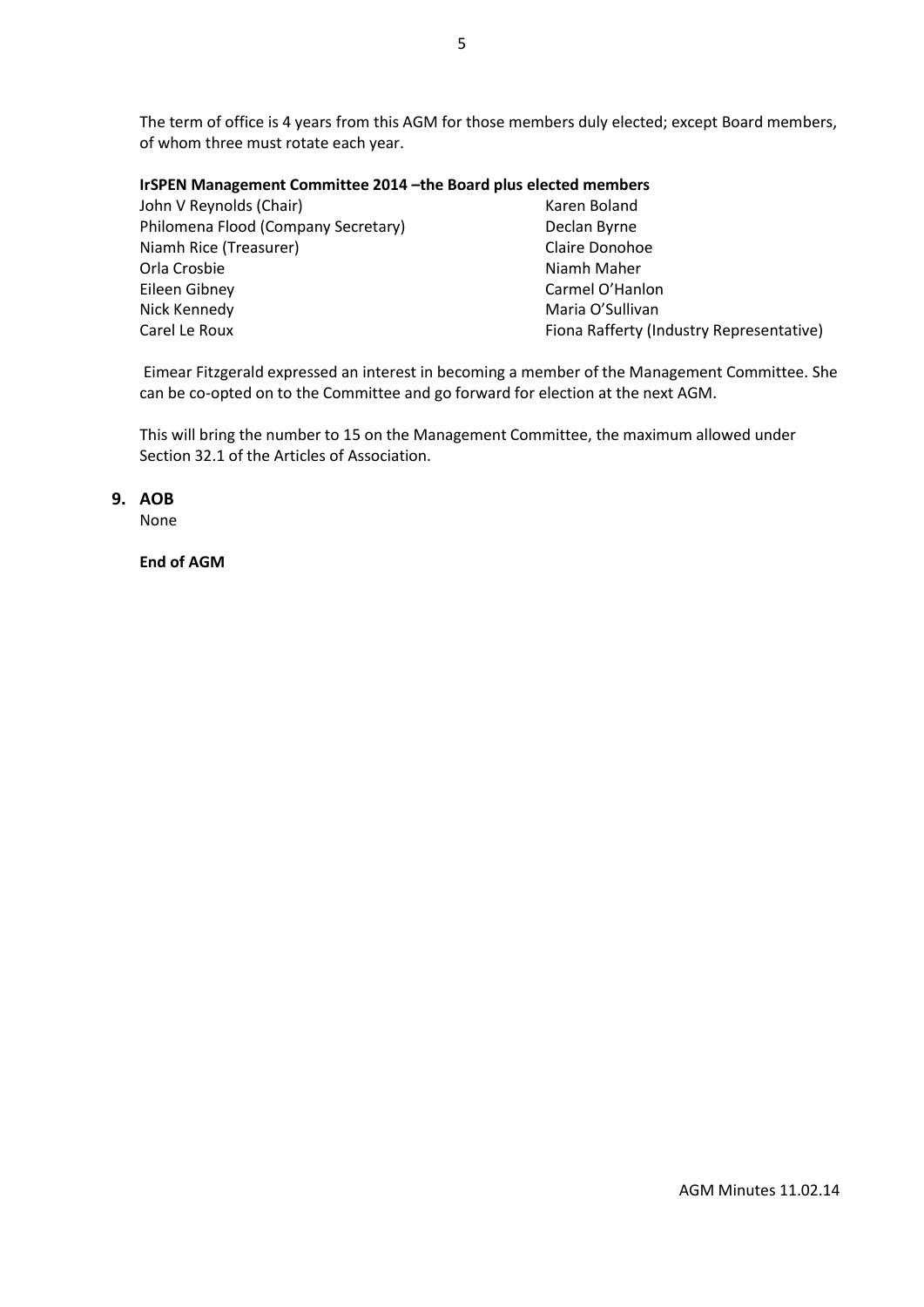The term of office is 4 years from this AGM for those members duly elected; except Board members, of whom three must rotate each year.

**IrSPEN Management Committee 2014 –the Board plus elected members**

| | |
|---|---|
| John V Reynolds (Chair) | Karen Boland |
| Philomena Flood (Company Secretary) | Declan Byrne |
| Niamh Rice (Treasurer) | Claire Donohoe |
| Orla Crosbie | Niamh Maher |
| Eileen Gibney | Carmel O'Hanlon |
| Nick Kennedy | Maria O'Sullivan |
| Carel Le Roux | Fiona Rafferty (Industry Representative) |

Eimear Fitzgerald expressed an interest in becoming a member of the Management Committee. She can be co-opted on to the Committee and go forward for election at the next AGM.

This will bring the number to 15 on the Management Committee, the maximum allowed under Section 32.1 of the Articles of Association.

**9. AOB**

None

**End of AGM**

AGM Minutes 11.02.14